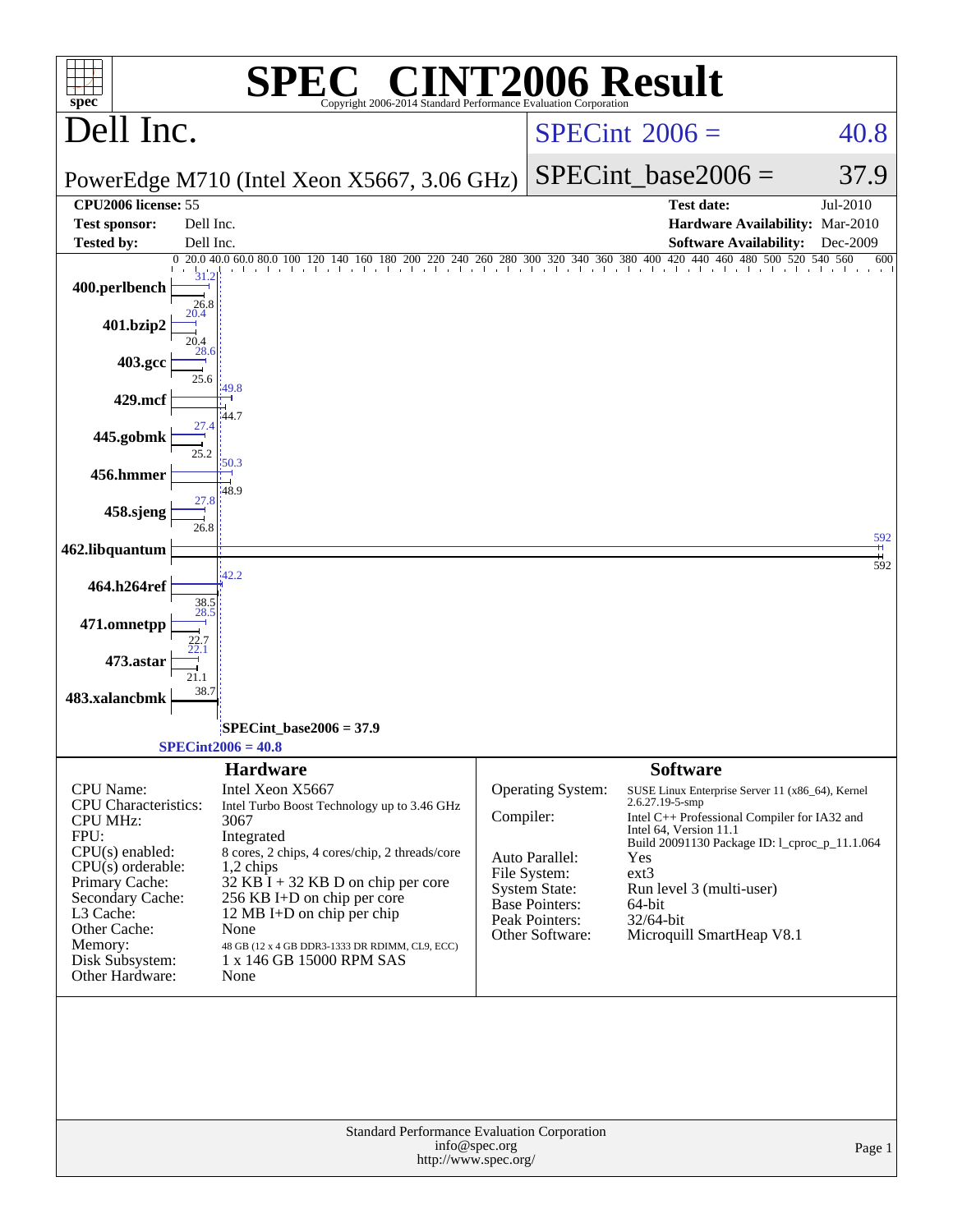# SPEC® CINT2006 Result

Copyright 2006-2014 Standard Performance Evaluation Corporation

## Dell Inc.

PowerEdge M710 (Intel Xeon X5667, 3.06 GHz)

SPECint 2006 = 40.8

SPECint_base2006 = 37.9

| | | | |
|---|---|---|---|
| **CPU2006 license:** | 55 | **Test date:** | Jul-2010 |
| **Test sponsor:** | Dell Inc. | **Hardware Availability:** | Mar-2010 |
| **Tested by:** | Dell Inc. | **Software Availability:** | Dec-2009 |

| Benchmark | Peak | Base |
|---|---|---|
| 400.perlbench | 31.2 | 26.8 |
| 401.bzip2 | 20.4 | 20.4 |
| 403.gcc | 28.6 | 25.6 |
| 429.mcf | 49.8 | 44.7 |
| 445.gobmk | 27.4 | 25.2 |
| 456.hmmer | 50.3 | 48.9 |
| 458.sjeng | 27.8 | 26.8 |
| 462.libquantum | 592 | 592 |
| 464.h264ref | 42.2 | 38.5 |
| 471.omnetpp | 28.5 | 22.7 |
| 473.astar | 22.1 | 21.1 |
| 483.xalancbmk | 38.7 | |

SPECint_base2006 = 37.9

SPECint2006 = 40.8

### Hardware

| | |
|---|---|
| CPU Name: | Intel Xeon X5667 |
| CPU Characteristics: | Intel Turbo Boost Technology up to 3.46 GHz |
| CPU MHz: | 3067 |
| FPU: | Integrated |
| CPU(s) enabled: | 8 cores, 2 chips, 4 cores/chip, 2 threads/core |
| CPU(s) orderable: | 1,2 chips |
| Primary Cache: | 32 KB I + 32 KB D on chip per core |
| Secondary Cache: | 256 KB I+D on chip per core |
| L3 Cache: | 12 MB I+D on chip per chip |
| Other Cache: | None |
| Memory: | 48 GB (12 x 4 GB DDR3-1333 DR RDIMM, CL9, ECC) |
| Disk Subsystem: | 1 x 146 GB 15000 RPM SAS |
| Other Hardware: | None |

### Software

| | |
|---|---|
| Operating System: | SUSE Linux Enterprise Server 11 (x86_64), Kernel 2.6.27.19-5-smp |
| Compiler: | Intel C++ Professional Compiler for IA32 and Intel 64, Version 11.1 Build 20091130 Package ID: l_cproc_p_11.1.064 |
| Auto Parallel: | Yes |
| File System: | ext3 |
| System State: | Run level 3 (multi-user) |
| Base Pointers: | 64-bit |
| Peak Pointers: | 32/64-bit |
| Other Software: | Microquill SmartHeap V8.1 |

Standard Performance Evaluation Corporation
info@spec.org
http://www.spec.org/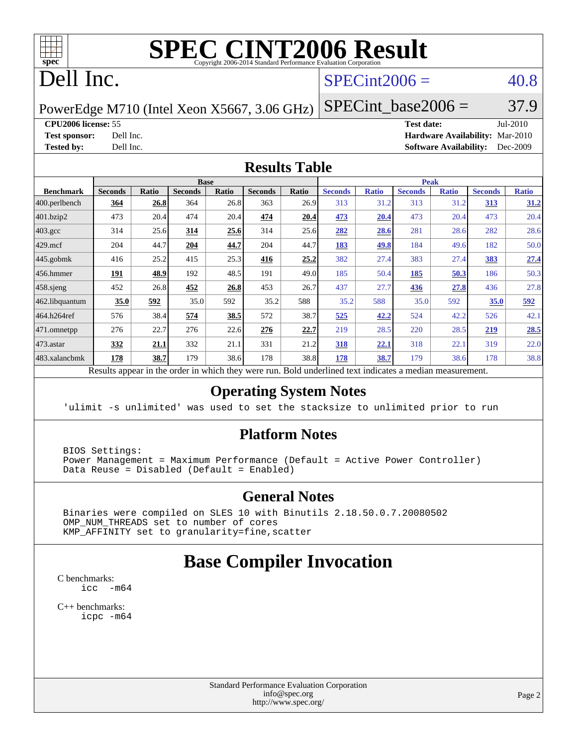# SPEC CINT2006 Result

Copyright 2006-2014 Standard Performance Evaluation Corporation

# Dell Inc.

PowerEdge M710 (Intel Xeon X5667, 3.06 GHz)

SPECint2006 = 40.8

SPECint_base2006 = 37.9

| | | | |
|---|---|---|---|
| **CPU2006 license:** 55 | | **Test date:** | Jul-2010 |
| **Test sponsor:** | Dell Inc. | **Hardware Availability:** | Mar-2010 |
| **Tested by:** | Dell Inc. | **Software Availability:** | Dec-2009 |

## Results Table

| | Base | | | | | | Peak | | | | | |
|---|---|---|---|---|---|---|---|---|---|---|---|---|
| **Benchmark** | **Seconds** | **Ratio** | **Seconds** | **Ratio** | **Seconds** | **Ratio** | **Seconds** | **Ratio** | **Seconds** | **Ratio** | **Seconds** | **Ratio** |
| 400.perlbench | **364** | **26.8** | 364 | 26.8 | 363 | 26.9 | 313 | 31.2 | 313 | 31.2 | **313** | **31.2** |
| 401.bzip2 | 473 | 20.4 | 474 | 20.4 | **474** | **20.4** | **473** | **20.4** | 473 | 20.4 | 473 | 20.4 |
| 403.gcc | 314 | 25.6 | **314** | **25.6** | 314 | 25.6 | **282** | **28.6** | 281 | 28.6 | 282 | 28.6 |
| 429.mcf | 204 | 44.7 | **204** | **44.7** | 204 | 44.7 | **183** | **49.8** | 184 | 49.6 | 182 | 50.0 |
| 445.gobmk | 416 | 25.2 | 415 | 25.3 | **416** | **25.2** | 382 | 27.4 | 383 | 27.4 | **383** | **27.4** |
| 456.hmmer | **191** | **48.9** | 192 | 48.5 | 191 | 49.0 | 185 | 50.4 | **185** | **50.3** | 186 | 50.3 |
| 458.sjeng | 452 | 26.8 | **452** | **26.8** | 453 | 26.7 | 437 | 27.7 | **436** | **27.8** | 436 | 27.8 |
| 462.libquantum | **35.0** | **592** | 35.0 | 592 | 35.2 | 588 | 35.2 | 588 | 35.0 | 592 | **35.0** | **592** |
| 464.h264ref | 576 | 38.4 | **574** | **38.5** | 572 | 38.7 | **525** | **42.2** | 524 | 42.2 | 526 | 42.1 |
| 471.omnetpp | 276 | 22.7 | 276 | 22.6 | **276** | **22.7** | 219 | 28.5 | 220 | 28.5 | **219** | **28.5** |
| 473.astar | **332** | **21.1** | 332 | 21.1 | 331 | 21.2 | **318** | **22.1** | 318 | 22.1 | 319 | 22.0 |
| 483.xalancbmk | **178** | **38.7** | 179 | 38.6 | 178 | 38.8 | **178** | **38.7** | 179 | 38.6 | 178 | 38.8 |

Results appear in the order in which they were run. Bold underlined text indicates a median measurement.

## Operating System Notes

```
'ulimit -s unlimited' was used to set the stacksize to unlimited prior to run
```

## Platform Notes

```
BIOS Settings:
Power Management = Maximum Performance (Default = Active Power Controller)
Data Reuse = Disabled (Default = Enabled)
```

## General Notes

```
Binaries were compiled on SLES 10 with Binutils 2.18.50.0.7.20080502
OMP_NUM_THREADS set to number of cores
KMP_AFFINITY set to granularity=fine,scatter
```

# Base Compiler Invocation

C benchmarks:
```
icc  -m64
```

C++ benchmarks:
```
icpc -m64
```

Standard Performance Evaluation Corporation
info@spec.org
http://www.spec.org/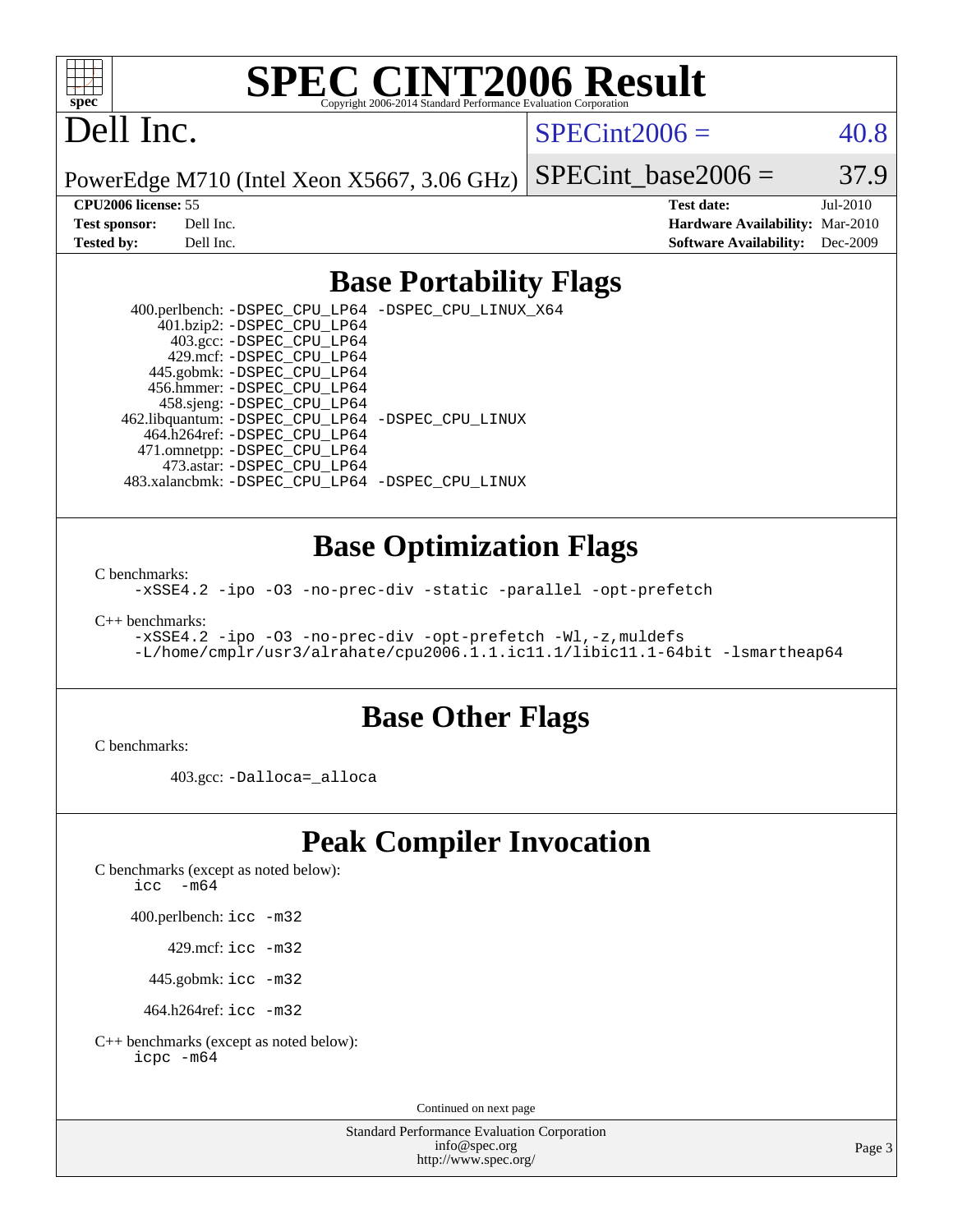# SPEC CINT2006 Result

Copyright 2006-2014 Standard Performance Evaluation Corporation

## Dell Inc.

PowerEdge M710 (Intel Xeon X5667, 3.06 GHz)

SPECint2006 = 40.8

SPECint_base2006 = 37.9

| | | | |
|---|---|---|---|
| **CPU2006 license:** | 55 | **Test date:** | Jul-2010 |
| **Test sponsor:** | Dell Inc. | **Hardware Availability:** | Mar-2010 |
| **Tested by:** | Dell Inc. | **Software Availability:** | Dec-2009 |

## Base Portability Flags

400.perlbench: -DSPEC_CPU_LP64 -DSPEC_CPU_LINUX_X64
401.bzip2: -DSPEC_CPU_LP64
403.gcc: -DSPEC_CPU_LP64
429.mcf: -DSPEC_CPU_LP64
445.gobmk: -DSPEC_CPU_LP64
456.hmmer: -DSPEC_CPU_LP64
458.sjeng: -DSPEC_CPU_LP64
462.libquantum: -DSPEC_CPU_LP64 -DSPEC_CPU_LINUX
464.h264ref: -DSPEC_CPU_LP64
471.omnetpp: -DSPEC_CPU_LP64
473.astar: -DSPEC_CPU_LP64
483.xalancbmk: -DSPEC_CPU_LP64 -DSPEC_CPU_LINUX

## Base Optimization Flags

C benchmarks:
-xSSE4.2 -ipo -O3 -no-prec-div -static -parallel -opt-prefetch

C++ benchmarks:
-xSSE4.2 -ipo -O3 -no-prec-div -opt-prefetch -Wl,-z,muldefs
-L/home/cmplr/usr3/alrahate/cpu2006.1.1.ic11.1/libic11.1-64bit -lsmartheap64

## Base Other Flags

C benchmarks:

403.gcc: -Dalloca=_alloca

## Peak Compiler Invocation

C benchmarks (except as noted below):
icc -m64

400.perlbench: icc -m32

429.mcf: icc -m32

445.gobmk: icc -m32

464.h264ref: icc -m32

C++ benchmarks (except as noted below):
icpc -m64

Continued on next page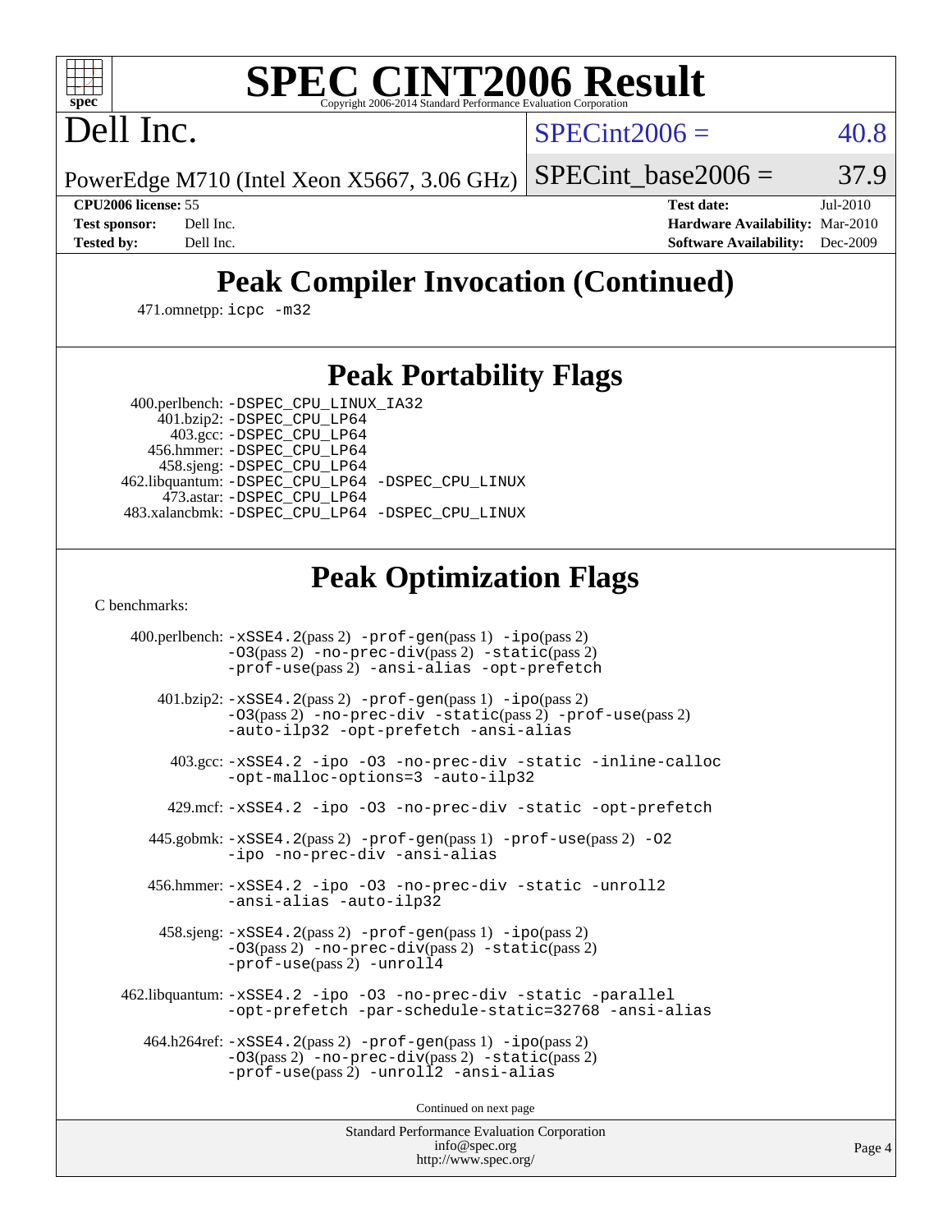# SPEC CINT2006 Result

Copyright 2006-2014 Standard Performance Evaluation Corporation

## Dell Inc.

PowerEdge M710 (Intel Xeon X5667, 3.06 GHz)

SPECint2006 = 40.8

SPECint_base2006 = 37.9

| | | | |
|---|---|---|---|
| **CPU2006 license:** | 55 | **Test date:** | Jul-2010 |
| **Test sponsor:** | Dell Inc. | **Hardware Availability:** | Mar-2010 |
| **Tested by:** | Dell Inc. | **Software Availability:** | Dec-2009 |

## Peak Compiler Invocation (Continued)

471.omnetpp: icpc -m32

## Peak Portability Flags

400.perlbench: -DSPEC_CPU_LINUX_IA32
401.bzip2: -DSPEC_CPU_LP64
403.gcc: -DSPEC_CPU_LP64
456.hmmer: -DSPEC_CPU_LP64
458.sjeng: -DSPEC_CPU_LP64
462.libquantum: -DSPEC_CPU_LP64 -DSPEC_CPU_LINUX
473.astar: -DSPEC_CPU_LP64
483.xalancbmk: -DSPEC_CPU_LP64 -DSPEC_CPU_LINUX

## Peak Optimization Flags

C benchmarks:

400.perlbench: -xSSE4.2(pass 2) -prof-gen(pass 1) -ipo(pass 2) -O3(pass 2) -no-prec-div(pass 2) -static(pass 2) -prof-use(pass 2) -ansi-alias -opt-prefetch

401.bzip2: -xSSE4.2(pass 2) -prof-gen(pass 1) -ipo(pass 2) -O3(pass 2) -no-prec-div -static(pass 2) -prof-use(pass 2) -auto-ilp32 -opt-prefetch -ansi-alias

403.gcc: -xSSE4.2 -ipo -O3 -no-prec-div -static -inline-calloc -opt-malloc-options=3 -auto-ilp32

429.mcf: -xSSE4.2 -ipo -O3 -no-prec-div -static -opt-prefetch

445.gobmk: -xSSE4.2(pass 2) -prof-gen(pass 1) -prof-use(pass 2) -O2 -ipo -no-prec-div -ansi-alias

456.hmmer: -xSSE4.2 -ipo -O3 -no-prec-div -static -unroll2 -ansi-alias -auto-ilp32

458.sjeng: -xSSE4.2(pass 2) -prof-gen(pass 1) -ipo(pass 2) -O3(pass 2) -no-prec-div(pass 2) -static(pass 2) -prof-use(pass 2) -unroll4

462.libquantum: -xSSE4.2 -ipo -O3 -no-prec-div -static -parallel -opt-prefetch -par-schedule-static=32768 -ansi-alias

464.h264ref: -xSSE4.2(pass 2) -prof-gen(pass 1) -ipo(pass 2) -O3(pass 2) -no-prec-div(pass 2) -static(pass 2) -prof-use(pass 2) -unroll2 -ansi-alias

Continued on next page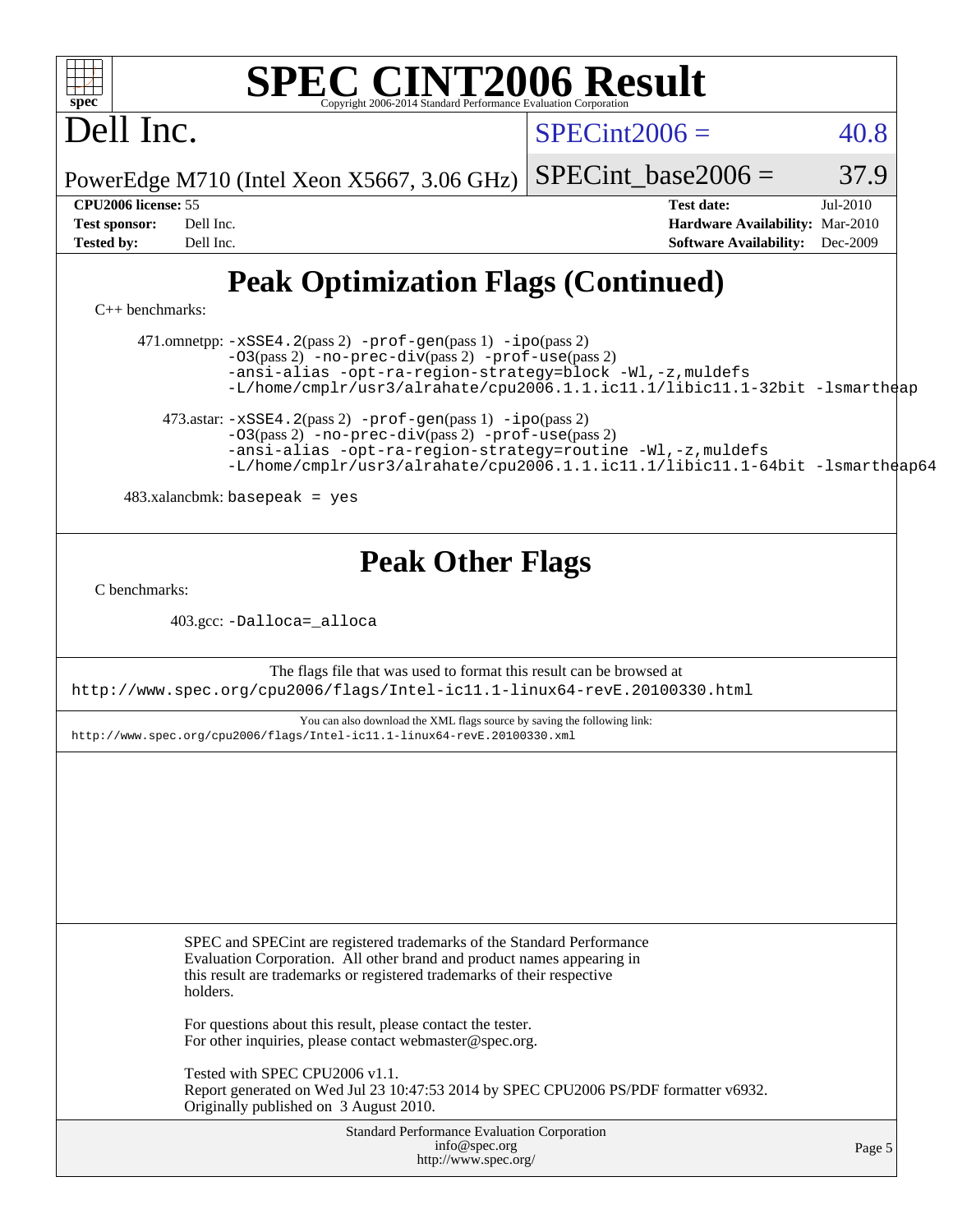# SPEC CINT2006 Result

Copyright 2006-2014 Standard Performance Evaluation Corporation

Dell Inc.

PowerEdge M710 (Intel Xeon X5667, 3.06 GHz)

SPECint2006 = 40.8

SPECint_base2006 = 37.9

| | | | |
|---|---|---|---|
| **CPU2006 license:** | 55 | **Test date:** | Jul-2010 |
| **Test sponsor:** | Dell Inc. | **Hardware Availability:** | Mar-2010 |
| **Tested by:** | Dell Inc. | **Software Availability:** | Dec-2009 |

## Peak Optimization Flags (Continued)

C++ benchmarks:

471.omnetpp: -xSSE4.2(pass 2) -prof-gen(pass 1) -ipo(pass 2) -O3(pass 2) -no-prec-div(pass 2) -prof-use(pass 2) -ansi-alias -opt-ra-region-strategy=block -Wl,-z,muldefs -L/home/cmplr/usr3/alrahate/cpu2006.1.1.ic11.1/libic11.1-32bit -lsmartheap

473.astar: -xSSE4.2(pass 2) -prof-gen(pass 1) -ipo(pass 2) -O3(pass 2) -no-prec-div(pass 2) -prof-use(pass 2) -ansi-alias -opt-ra-region-strategy=routine -Wl,-z,muldefs -L/home/cmplr/usr3/alrahate/cpu2006.1.1.ic11.1/libic11.1-64bit -lsmartheap64

483.xalancbmk: basepeak = yes

## Peak Other Flags

C benchmarks:

403.gcc: -Dalloca=_alloca

The flags file that was used to format this result can be browsed at
http://www.spec.org/cpu2006/flags/Intel-ic11.1-linux64-revE.20100330.html

You can also download the XML flags source by saving the following link:
http://www.spec.org/cpu2006/flags/Intel-ic11.1-linux64-revE.20100330.xml

SPEC and SPECint are registered trademarks of the Standard Performance Evaluation Corporation. All other brand and product names appearing in this result are trademarks or registered trademarks of their respective holders.

For questions about this result, please contact the tester.
For other inquiries, please contact webmaster@spec.org.

Tested with SPEC CPU2006 v1.1.
Report generated on Wed Jul 23 10:47:53 2014 by SPEC CPU2006 PS/PDF formatter v6932.
Originally published on 3 August 2010.

Standard Performance Evaluation Corporation
info@spec.org
http://www.spec.org/